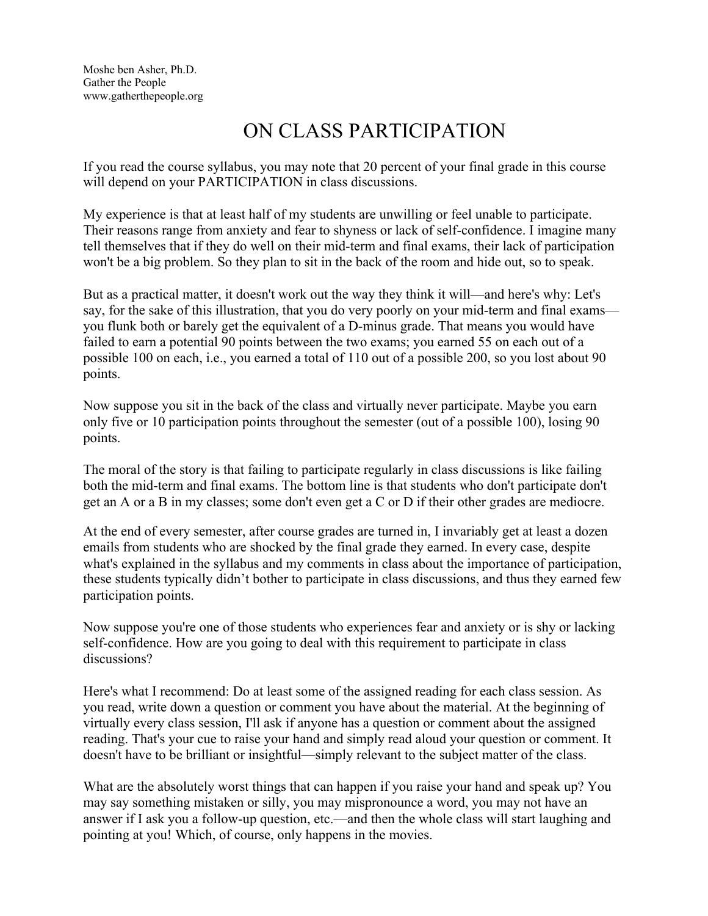Moshe ben Asher, Ph.D.
Gather the People
www.gatherthepeople.org

# ON CLASS PARTICIPATION

If you read the course syllabus, you may note that 20 percent of your final grade in this course will depend on your PARTICIPATION in class discussions.

My experience is that at least half of my students are unwilling or feel unable to participate. Their reasons range from anxiety and fear to shyness or lack of self-confidence. I imagine many tell themselves that if they do well on their mid-term and final exams, their lack of participation won't be a big problem. So they plan to sit in the back of the room and hide out, so to speak.

But as a practical matter, it doesn't work out the way they think it will—and here's why: Let's say, for the sake of this illustration, that you do very poorly on your mid-term and final exams—you flunk both or barely get the equivalent of a D-minus grade. That means you would have failed to earn a potential 90 points between the two exams; you earned 55 on each out of a possible 100 on each, i.e., you earned a total of 110 out of a possible 200, so you lost about 90 points.

Now suppose you sit in the back of the class and virtually never participate. Maybe you earn only five or 10 participation points throughout the semester (out of a possible 100), losing 90 points.

The moral of the story is that failing to participate regularly in class discussions is like failing both the mid-term and final exams. The bottom line is that students who don't participate don't get an A or a B in my classes; some don't even get a C or D if their other grades are mediocre.

At the end of every semester, after course grades are turned in, I invariably get at least a dozen emails from students who are shocked by the final grade they earned. In every case, despite what's explained in the syllabus and my comments in class about the importance of participation, these students typically didn't bother to participate in class discussions, and thus they earned few participation points.

Now suppose you're one of those students who experiences fear and anxiety or is shy or lacking self-confidence. How are you going to deal with this requirement to participate in class discussions?

Here's what I recommend: Do at least some of the assigned reading for each class session. As you read, write down a question or comment you have about the material. At the beginning of virtually every class session, I'll ask if anyone has a question or comment about the assigned reading. That's your cue to raise your hand and simply read aloud your question or comment. It doesn't have to be brilliant or insightful—simply relevant to the subject matter of the class.

What are the absolutely worst things that can happen if you raise your hand and speak up? You may say something mistaken or silly, you may mispronounce a word, you may not have an answer if I ask you a follow-up question, etc.—and then the whole class will start laughing and pointing at you! Which, of course, only happens in the movies.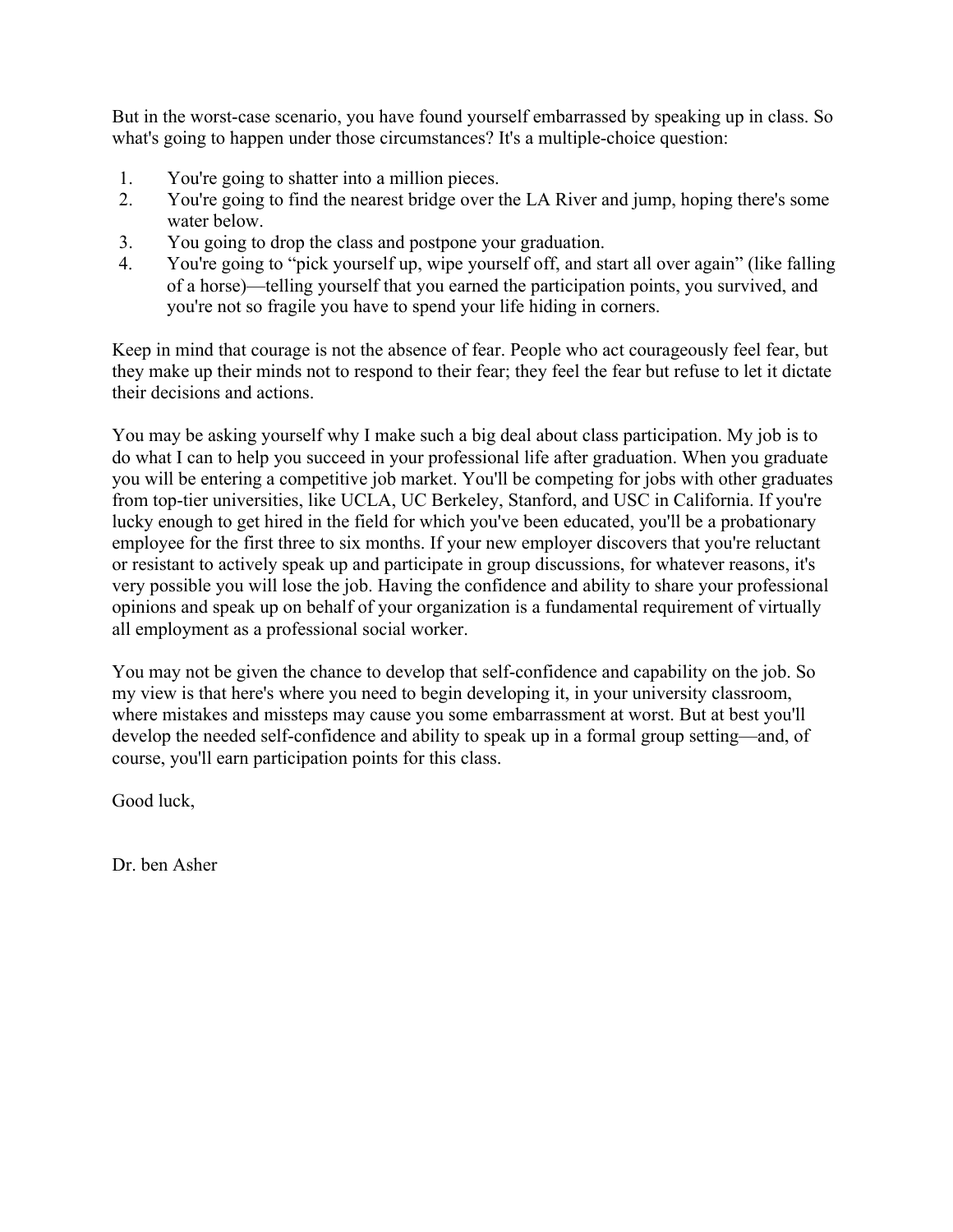But in the worst-case scenario, you have found yourself embarrassed by speaking up in class. So what's going to happen under those circumstances? It's a multiple-choice question:

1. You're going to shatter into a million pieces.
2. You're going to find the nearest bridge over the LA River and jump, hoping there's some water below.
3. You going to drop the class and postpone your graduation.
4. You're going to "pick yourself up, wipe yourself off, and start all over again" (like falling of a horse)—telling yourself that you earned the participation points, you survived, and you're not so fragile you have to spend your life hiding in corners.

Keep in mind that courage is not the absence of fear. People who act courageously feel fear, but they make up their minds not to respond to their fear; they feel the fear but refuse to let it dictate their decisions and actions.

You may be asking yourself why I make such a big deal about class participation. My job is to do what I can to help you succeed in your professional life after graduation. When you graduate you will be entering a competitive job market. You'll be competing for jobs with other graduates from top-tier universities, like UCLA, UC Berkeley, Stanford, and USC in California. If you're lucky enough to get hired in the field for which you've been educated, you'll be a probationary employee for the first three to six months. If your new employer discovers that you're reluctant or resistant to actively speak up and participate in group discussions, for whatever reasons, it's very possible you will lose the job. Having the confidence and ability to share your professional opinions and speak up on behalf of your organization is a fundamental requirement of virtually all employment as a professional social worker.

You may not be given the chance to develop that self-confidence and capability on the job. So my view is that here's where you need to begin developing it, in your university classroom, where mistakes and missteps may cause you some embarrassment at worst. But at best you'll develop the needed self-confidence and ability to speak up in a formal group setting—and, of course, you'll earn participation points for this class.

Good luck,

Dr. ben Asher